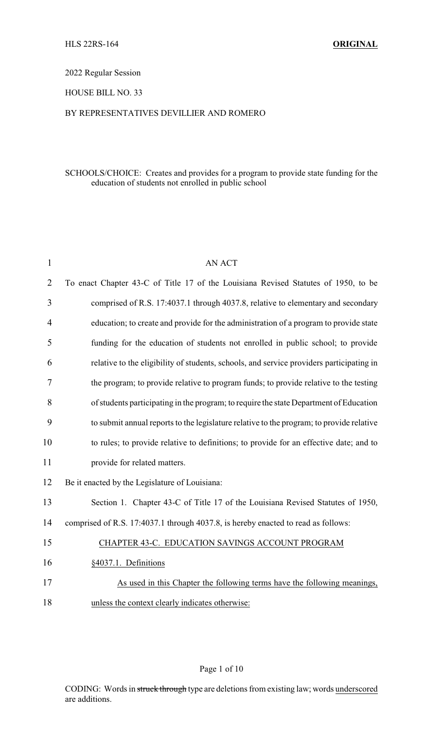HLS 22RS-164 **ORIGINAL**

2022 Regular Session

HOUSE BILL NO. 33

BY REPRESENTATIVES DEVILLIER AND ROMERO

SCHOOLS/CHOICE: Creates and provides for a program to provide state funding for the education of students not enrolled in public school

AN ACT

To enact Chapter 43-C of Title 17 of the Louisiana Revised Statutes of 1950, to be comprised of R.S. 17:4037.1 through 4037.8, relative to elementary and secondary education; to create and provide for the administration of a program to provide state funding for the education of students not enrolled in public school; to provide relative to the eligibility of students, schools, and service providers participating in the program; to provide relative to program funds; to provide relative to the testing of students participating in the program; to require the state Department of Education to submit annual reports to the legislature relative to the program; to provide relative to rules; to provide relative to definitions; to provide for an effective date; and to provide for related matters.

Be it enacted by the Legislature of Louisiana:

Section 1. Chapter 43-C of Title 17 of the Louisiana Revised Statutes of 1950, comprised of R.S. 17:4037.1 through 4037.8, is hereby enacted to read as follows:

CHAPTER 43-C. EDUCATION SAVINGS ACCOUNT PROGRAM

§4037.1. Definitions

As used in this Chapter the following terms have the following meanings, unless the context clearly indicates otherwise:

CODING: Words in ~~struck through~~ type are deletions from existing law; words underscored are additions.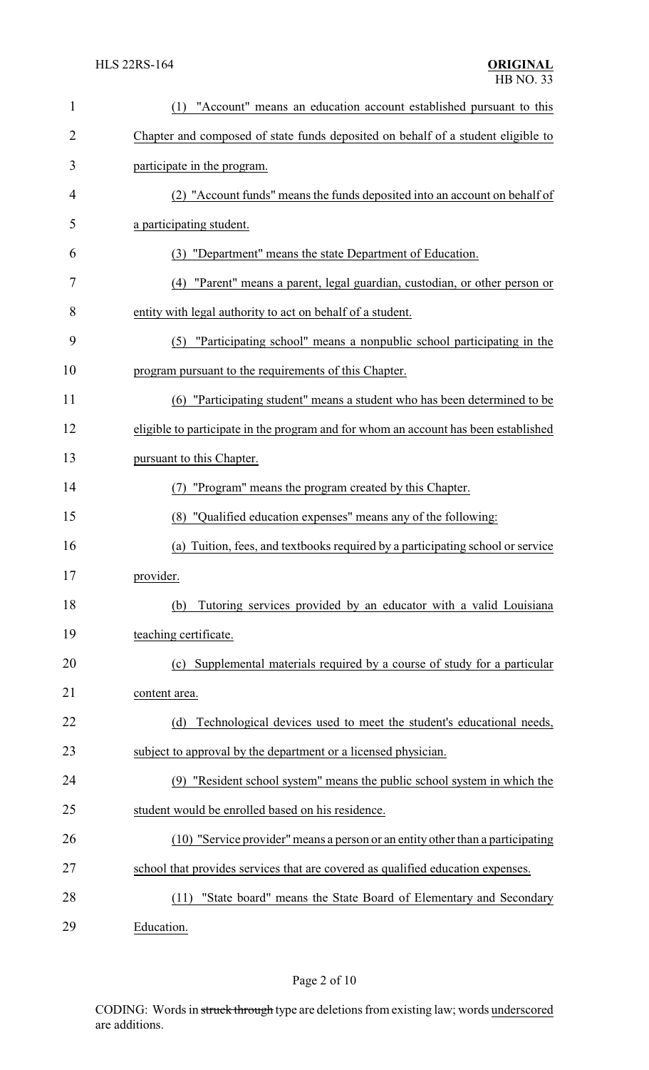(1) "Account" means an education account established pursuant to this Chapter and composed of state funds deposited on behalf of a student eligible to participate in the program.

(2) "Account funds" means the funds deposited into an account on behalf of a participating student.

(3) "Department" means the state Department of Education.

(4) "Parent" means a parent, legal guardian, custodian, or other person or entity with legal authority to act on behalf of a student.

(5) "Participating school" means a nonpublic school participating in the program pursuant to the requirements of this Chapter.

(6) "Participating student" means a student who has been determined to be eligible to participate in the program and for whom an account has been established pursuant to this Chapter.

(7) "Program" means the program created by this Chapter.

(8) "Qualified education expenses" means any of the following:

(a) Tuition, fees, and textbooks required by a participating school or service provider.

(b) Tutoring services provided by an educator with a valid Louisiana teaching certificate.

(c) Supplemental materials required by a course of study for a particular content area.

(d) Technological devices used to meet the student's educational needs, subject to approval by the department or a licensed physician.

(9) "Resident school system" means the public school system in which the student would be enrolled based on his residence.

(10) "Service provider" means a person or an entity other than a participating school that provides services that are covered as qualified education expenses.

(11) "State board" means the State Board of Elementary and Secondary Education.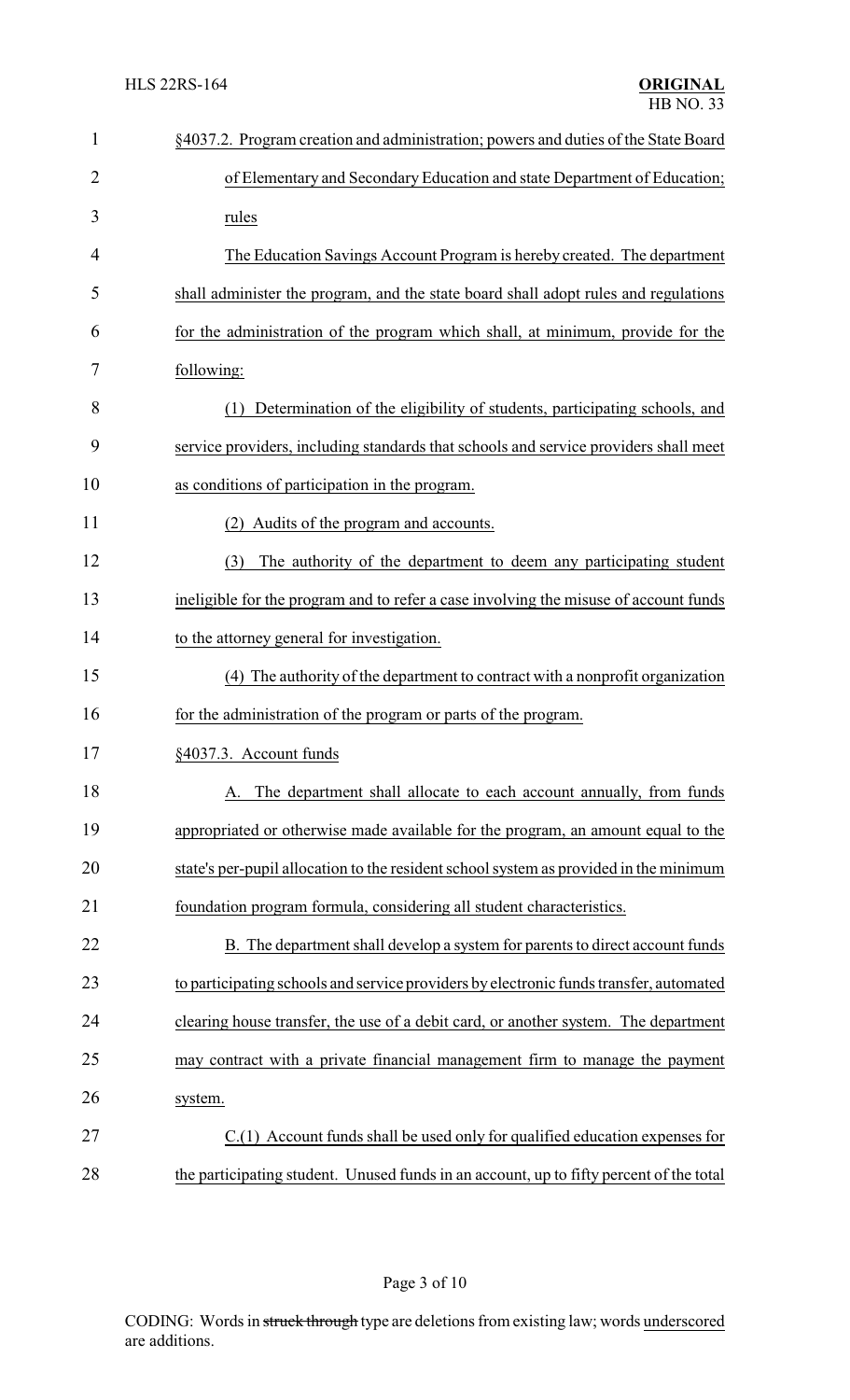§4037.2. Program creation and administration; powers and duties of the State Board of Elementary and Secondary Education and state Department of Education; rules

The Education Savings Account Program is hereby created. The department shall administer the program, and the state board shall adopt rules and regulations for the administration of the program which shall, at minimum, provide for the following:

(1) Determination of the eligibility of students, participating schools, and service providers, including standards that schools and service providers shall meet as conditions of participation in the program.

(2) Audits of the program and accounts.

(3) The authority of the department to deem any participating student ineligible for the program and to refer a case involving the misuse of account funds to the attorney general for investigation.

(4) The authority of the department to contract with a nonprofit organization for the administration of the program or parts of the program.

§4037.3. Account funds

A. The department shall allocate to each account annually, from funds appropriated or otherwise made available for the program, an amount equal to the state's per-pupil allocation to the resident school system as provided in the minimum foundation program formula, considering all student characteristics.

B. The department shall develop a system for parents to direct account funds to participating schools and service providers by electronic funds transfer, automated clearing house transfer, the use of a debit card, or another system. The department may contract with a private financial management firm to manage the payment system.

C.(1) Account funds shall be used only for qualified education expenses for the participating student. Unused funds in an account, up to fifty percent of the total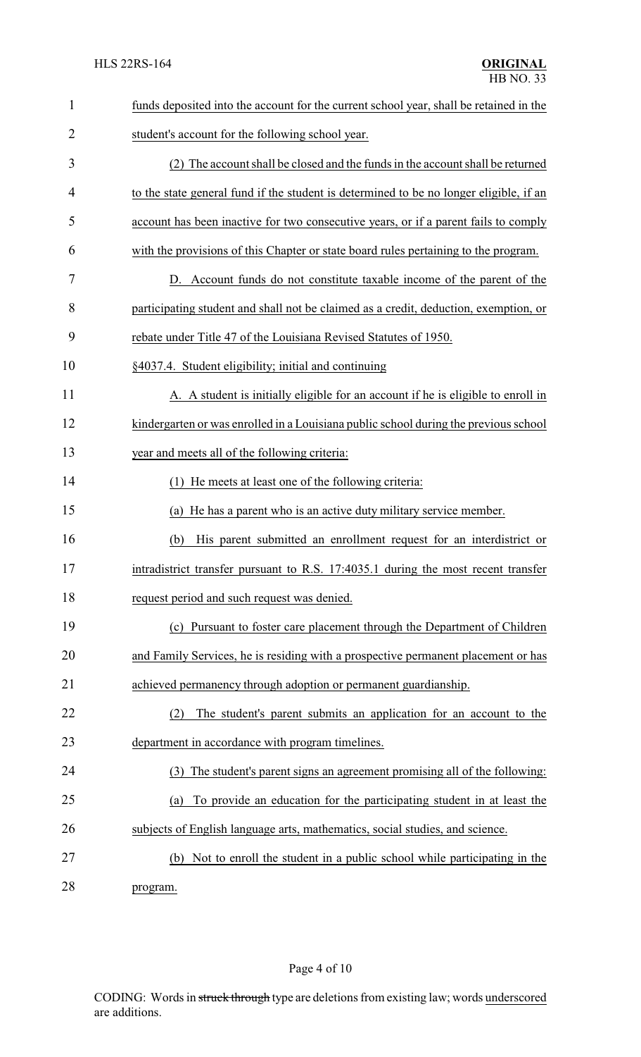funds deposited into the account for the current school year, shall be retained in the student's account for the following school year.

(2) The account shall be closed and the funds in the account shall be returned to the state general fund if the student is determined to be no longer eligible, if an account has been inactive for two consecutive years, or if a parent fails to comply with the provisions of this Chapter or state board rules pertaining to the program.

D. Account funds do not constitute taxable income of the parent of the participating student and shall not be claimed as a credit, deduction, exemption, or rebate under Title 47 of the Louisiana Revised Statutes of 1950.

§4037.4. Student eligibility; initial and continuing

A. A student is initially eligible for an account if he is eligible to enroll in kindergarten or was enrolled in a Louisiana public school during the previous school year and meets all of the following criteria:

(1) He meets at least one of the following criteria:

(a) He has a parent who is an active duty military service member.

(b) His parent submitted an enrollment request for an interdistrict or intradistrict transfer pursuant to R.S. 17:4035.1 during the most recent transfer request period and such request was denied.

(c) Pursuant to foster care placement through the Department of Children and Family Services, he is residing with a prospective permanent placement or has achieved permanency through adoption or permanent guardianship.

(2) The student's parent submits an application for an account to the department in accordance with program timelines.

(3) The student's parent signs an agreement promising all of the following:

(a) To provide an education for the participating student in at least the subjects of English language arts, mathematics, social studies, and science.

(b) Not to enroll the student in a public school while participating in the program.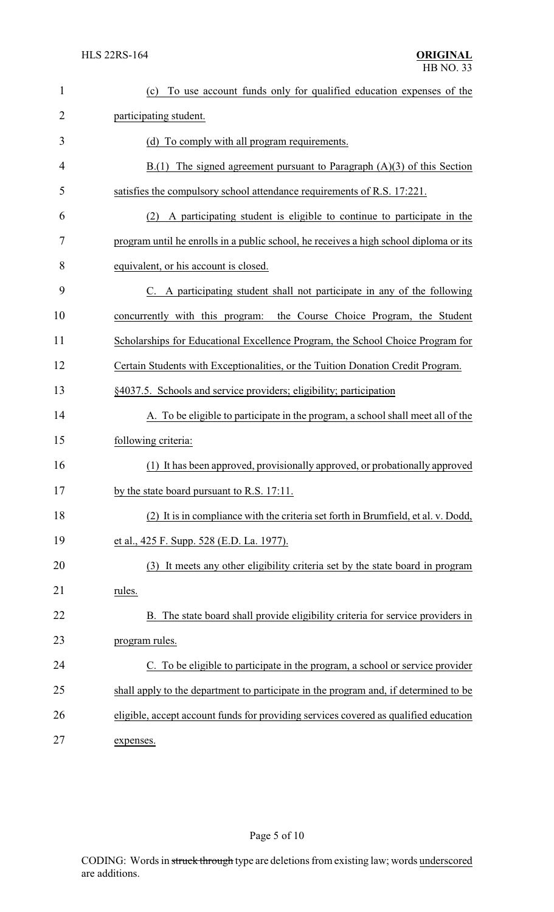(c) To use account funds only for qualified education expenses of the participating student.

(d) To comply with all program requirements.

B.(1) The signed agreement pursuant to Paragraph (A)(3) of this Section satisfies the compulsory school attendance requirements of R.S. 17:221.

(2) A participating student is eligible to continue to participate in the program until he enrolls in a public school, he receives a high school diploma or its equivalent, or his account is closed.

C. A participating student shall not participate in any of the following concurrently with this program: the Course Choice Program, the Student Scholarships for Educational Excellence Program, the School Choice Program for Certain Students with Exceptionalities, or the Tuition Donation Credit Program.

§4037.5. Schools and service providers; eligibility; participation

A. To be eligible to participate in the program, a school shall meet all of the following criteria:

(1) It has been approved, provisionally approved, or probationally approved by the state board pursuant to R.S. 17:11.

(2) It is in compliance with the criteria set forth in Brumfield, et al. v. Dodd, et al., 425 F. Supp. 528 (E.D. La. 1977).

(3) It meets any other eligibility criteria set by the state board in program rules.

B. The state board shall provide eligibility criteria for service providers in program rules.

C. To be eligible to participate in the program, a school or service provider shall apply to the department to participate in the program and, if determined to be eligible, accept account funds for providing services covered as qualified education expenses.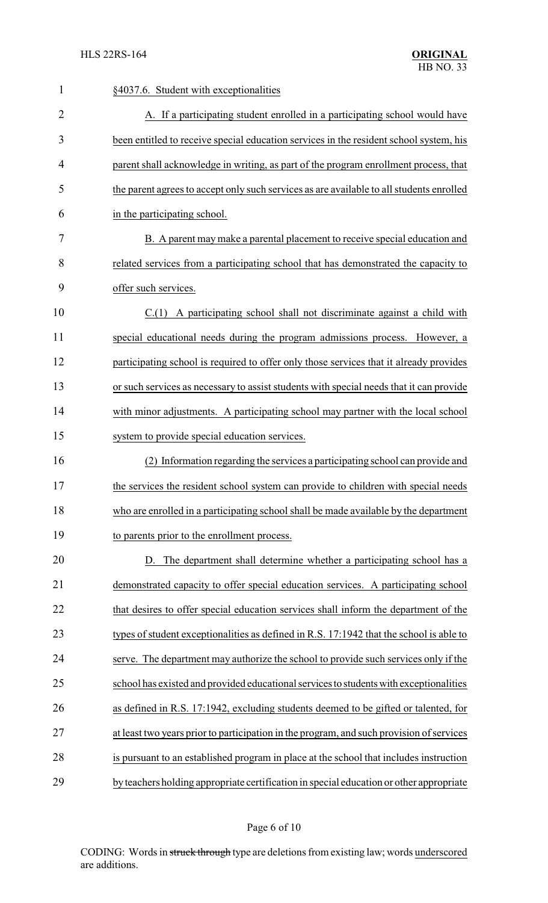§4037.6. Student with exceptionalities

A. If a participating student enrolled in a participating school would have been entitled to receive special education services in the resident school system, his parent shall acknowledge in writing, as part of the program enrollment process, that the parent agrees to accept only such services as are available to all students enrolled in the participating school.

B. A parent may make a parental placement to receive special education and related services from a participating school that has demonstrated the capacity to offer such services.

C.(1) A participating school shall not discriminate against a child with special educational needs during the program admissions process. However, a participating school is required to offer only those services that it already provides or such services as necessary to assist students with special needs that it can provide with minor adjustments. A participating school may partner with the local school system to provide special education services.

(2) Information regarding the services a participating school can provide and the services the resident school system can provide to children with special needs who are enrolled in a participating school shall be made available by the department to parents prior to the enrollment process.

D. The department shall determine whether a participating school has a demonstrated capacity to offer special education services. A participating school that desires to offer special education services shall inform the department of the types of student exceptionalities as defined in R.S. 17:1942 that the school is able to serve. The department may authorize the school to provide such services only if the school has existed and provided educational services to students with exceptionalities as defined in R.S. 17:1942, excluding students deemed to be gifted or talented, for at least two years prior to participation in the program, and such provision of services is pursuant to an established program in place at the school that includes instruction by teachers holding appropriate certification in special education or other appropriate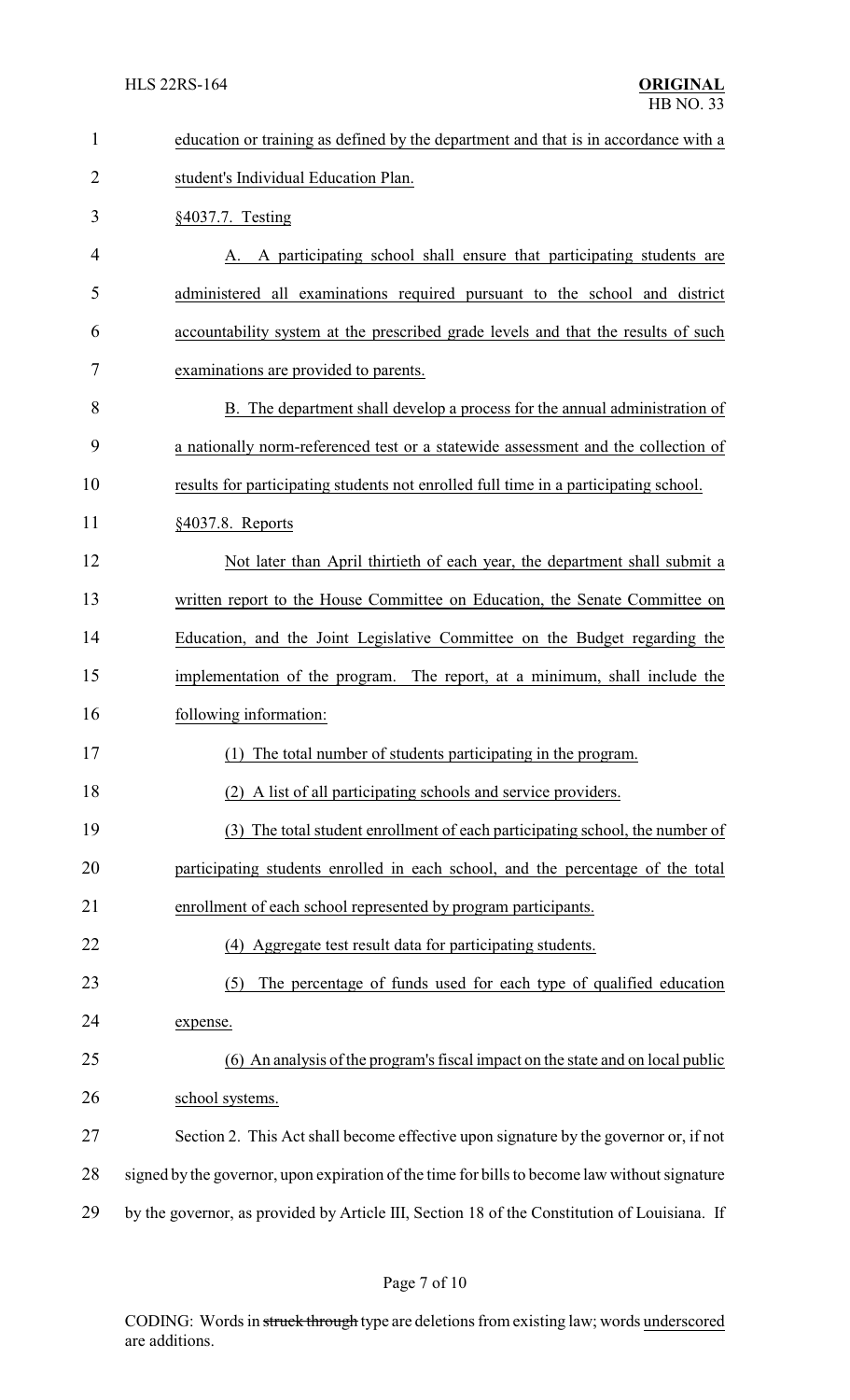education or training as defined by the department and that is in accordance with a student's Individual Education Plan.

§4037.7. Testing

A. A participating school shall ensure that participating students are administered all examinations required pursuant to the school and district accountability system at the prescribed grade levels and that the results of such examinations are provided to parents.

B. The department shall develop a process for the annual administration of a nationally norm-referenced test or a statewide assessment and the collection of results for participating students not enrolled full time in a participating school.

§4037.8. Reports

Not later than April thirtieth of each year, the department shall submit a written report to the House Committee on Education, the Senate Committee on Education, and the Joint Legislative Committee on the Budget regarding the implementation of the program. The report, at a minimum, shall include the following information:

(1) The total number of students participating in the program.

(2) A list of all participating schools and service providers.

(3) The total student enrollment of each participating school, the number of participating students enrolled in each school, and the percentage of the total enrollment of each school represented by program participants.

(4) Aggregate test result data for participating students.

(5) The percentage of funds used for each type of qualified education expense.

(6) An analysis of the program's fiscal impact on the state and on local public school systems.

Section 2. This Act shall become effective upon signature by the governor or, if not signed by the governor, upon expiration of the time for bills to become law without signature by the governor, as provided by Article III, Section 18 of the Constitution of Louisiana. If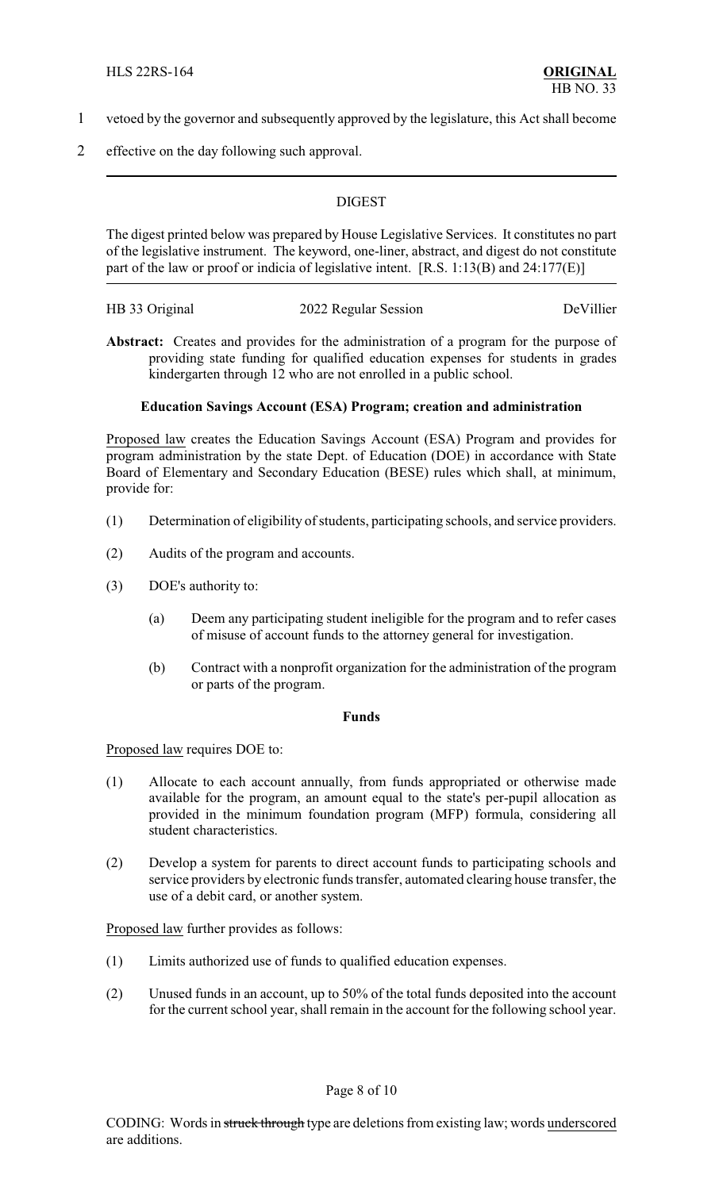vetoed by the governor and subsequently approved by the legislature, this Act shall become effective on the day following such approval.

---

## DIGEST

The digest printed below was prepared by House Legislative Services. It constitutes no part of the legislative instrument. The keyword, one-liner, abstract, and digest do not constitute part of the law or proof or indicia of legislative intent. [R.S. 1:13(B) and 24:177(E)]

---

HB 33 Original — 2022 Regular Session — DeVillier

**Abstract:** Creates and provides for the administration of a program for the purpose of providing state funding for qualified education expenses for students in grades kindergarten through 12 who are not enrolled in a public school.

**Education Savings Account (ESA) Program; creation and administration**

Proposed law creates the Education Savings Account (ESA) Program and provides for program administration by the state Dept. of Education (DOE) in accordance with State Board of Elementary and Secondary Education (BESE) rules which shall, at minimum, provide for:

(1) Determination of eligibility of students, participating schools, and service providers.

(2) Audits of the program and accounts.

(3) DOE's authority to:

   (a) Deem any participating student ineligible for the program and to refer cases of misuse of account funds to the attorney general for investigation.

   (b) Contract with a nonprofit organization for the administration of the program or parts of the program.

**Funds**

Proposed law requires DOE to:

(1) Allocate to each account annually, from funds appropriated or otherwise made available for the program, an amount equal to the state's per-pupil allocation as provided in the minimum foundation program (MFP) formula, considering all student characteristics.

(2) Develop a system for parents to direct account funds to participating schools and service providers by electronic funds transfer, automated clearing house transfer, the use of a debit card, or another system.

Proposed law further provides as follows:

(1) Limits authorized use of funds to qualified education expenses.

(2) Unused funds in an account, up to 50% of the total funds deposited into the account for the current school year, shall remain in the account for the following school year.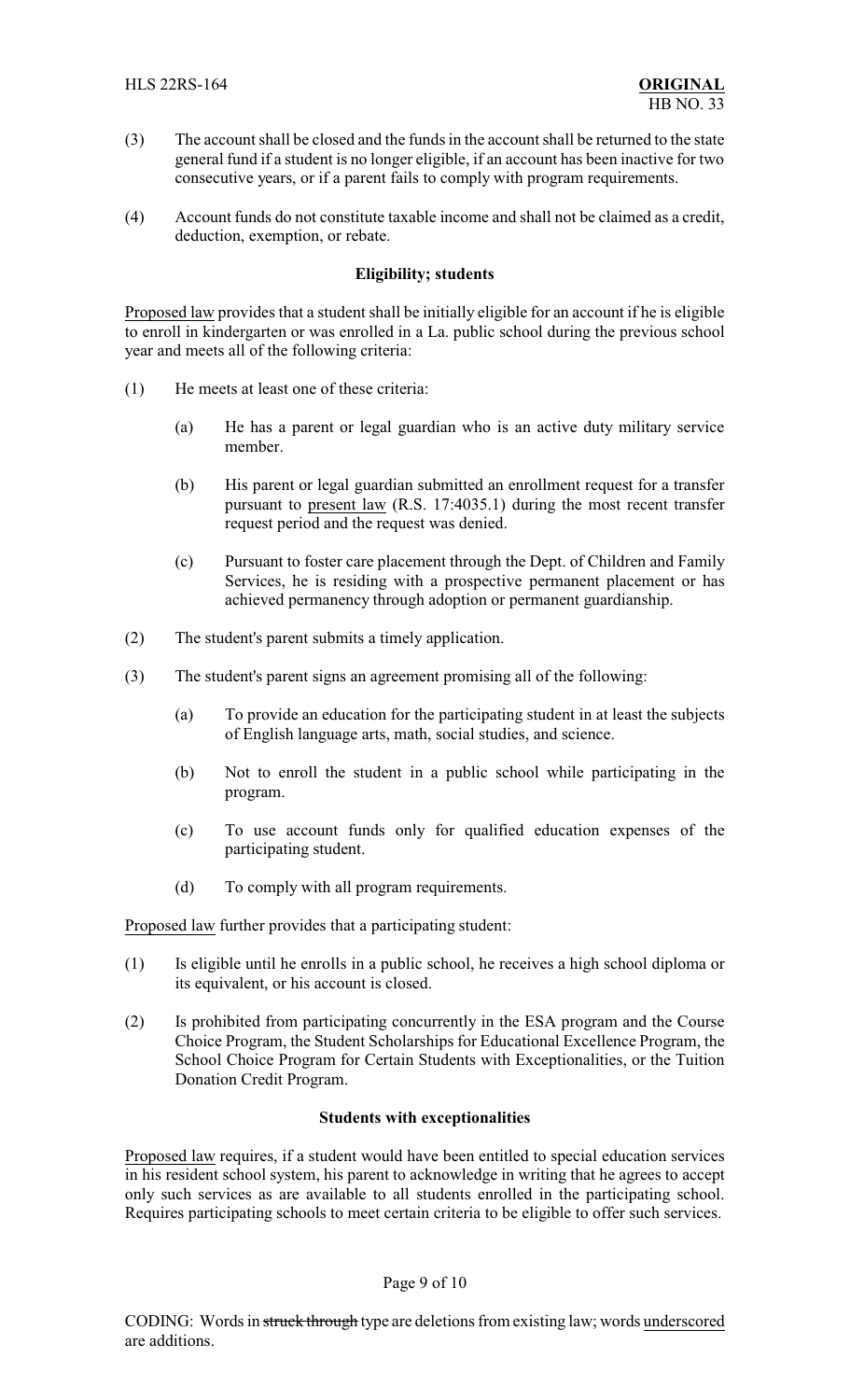(3) The account shall be closed and the funds in the account shall be returned to the state general fund if a student is no longer eligible, if an account has been inactive for two consecutive years, or if a parent fails to comply with program requirements.

(4) Account funds do not constitute taxable income and shall not be claimed as a credit, deduction, exemption, or rebate.

**Eligibility; students**

Proposed law provides that a student shall be initially eligible for an account if he is eligible to enroll in kindergarten or was enrolled in a La. public school during the previous school year and meets all of the following criteria:

(1) He meets at least one of these criteria:

  (a) He has a parent or legal guardian who is an active duty military service member.

  (b) His parent or legal guardian submitted an enrollment request for a transfer pursuant to present law (R.S. 17:4035.1) during the most recent transfer request period and the request was denied.

  (c) Pursuant to foster care placement through the Dept. of Children and Family Services, he is residing with a prospective permanent placement or has achieved permanency through adoption or permanent guardianship.

(2) The student's parent submits a timely application.

(3) The student's parent signs an agreement promising all of the following:

  (a) To provide an education for the participating student in at least the subjects of English language arts, math, social studies, and science.

  (b) Not to enroll the student in a public school while participating in the program.

  (c) To use account funds only for qualified education expenses of the participating student.

  (d) To comply with all program requirements.

Proposed law further provides that a participating student:

(1) Is eligible until he enrolls in a public school, he receives a high school diploma or its equivalent, or his account is closed.

(2) Is prohibited from participating concurrently in the ESA program and the Course Choice Program, the Student Scholarships for Educational Excellence Program, the School Choice Program for Certain Students with Exceptionalities, or the Tuition Donation Credit Program.

**Students with exceptionalities**

Proposed law requires, if a student would have been entitled to special education services in his resident school system, his parent to acknowledge in writing that he agrees to accept only such services as are available to all students enrolled in the participating school. Requires participating schools to meet certain criteria to be eligible to offer such services.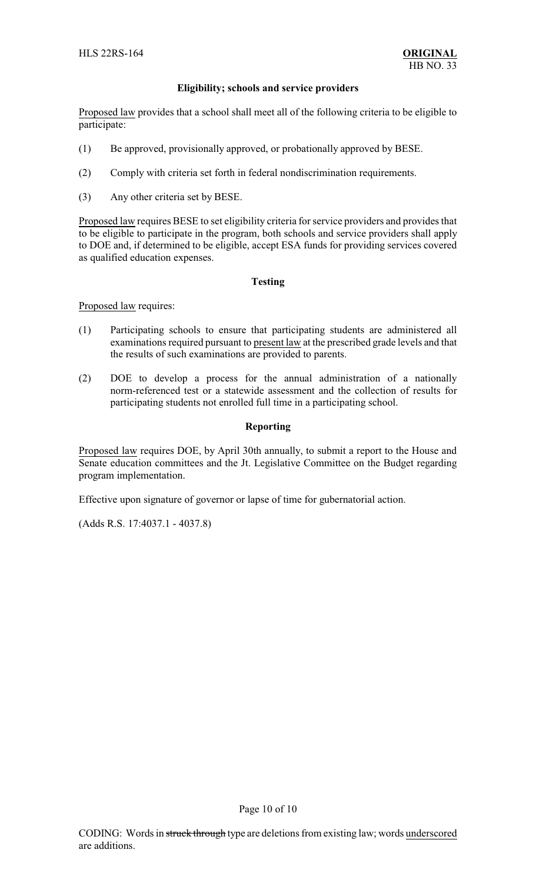**Eligibility; schools and service providers**

Proposed law provides that a school shall meet all of the following criteria to be eligible to participate:

(1) Be approved, provisionally approved, or probationally approved by BESE.

(2) Comply with criteria set forth in federal nondiscrimination requirements.

(3) Any other criteria set by BESE.

Proposed law requires BESE to set eligibility criteria for service providers and provides that to be eligible to participate in the program, both schools and service providers shall apply to DOE and, if determined to be eligible, accept ESA funds for providing services covered as qualified education expenses.

**Testing**

Proposed law requires:

(1) Participating schools to ensure that participating students are administered all examinations required pursuant to present law at the prescribed grade levels and that the results of such examinations are provided to parents.

(2) DOE to develop a process for the annual administration of a nationally norm-referenced test or a statewide assessment and the collection of results for participating students not enrolled full time in a participating school.

**Reporting**

Proposed law requires DOE, by April 30th annually, to submit a report to the House and Senate education committees and the Jt. Legislative Committee on the Budget regarding program implementation.

Effective upon signature of governor or lapse of time for gubernatorial action.

(Adds R.S. 17:4037.1 - 4037.8)